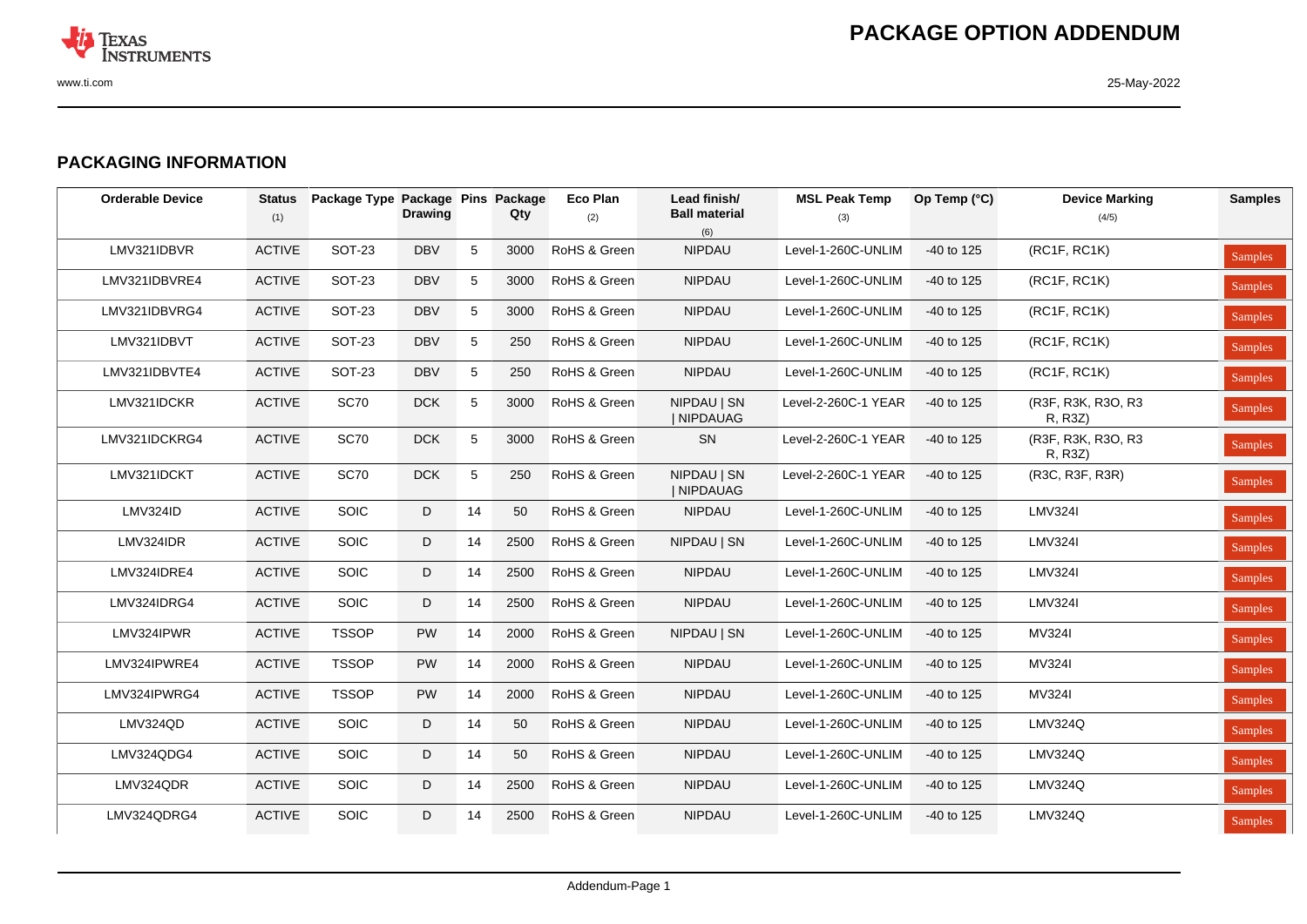# PACKAGE OPTION ADDENDUM

## PACKAGING INFORMATION

| Orderable Device | Status (1) | Package Type | Package Drawing | Pins | Package Qty | Eco Plan (2) | Lead finish/ Ball material (6) | MSL Peak Temp (3) | Op Temp (°C) | Device Marking (4/5) | Samples |
|---|---|---|---|---|---|---|---|---|---|---|---|
| LMV321IDBVR | ACTIVE | SOT-23 | DBV | 5 | 3000 | RoHS & Green | NIPDAU | Level-1-260C-UNLIM | -40 to 125 | (RC1F, RC1K) | Samples |
| LMV321IDBVRE4 | ACTIVE | SOT-23 | DBV | 5 | 3000 | RoHS & Green | NIPDAU | Level-1-260C-UNLIM | -40 to 125 | (RC1F, RC1K) | Samples |
| LMV321IDBVRG4 | ACTIVE | SOT-23 | DBV | 5 | 3000 | RoHS & Green | NIPDAU | Level-1-260C-UNLIM | -40 to 125 | (RC1F, RC1K) | Samples |
| LMV321IDBVT | ACTIVE | SOT-23 | DBV | 5 | 250 | RoHS & Green | NIPDAU | Level-1-260C-UNLIM | -40 to 125 | (RC1F, RC1K) | Samples |
| LMV321IDBVTE4 | ACTIVE | SOT-23 | DBV | 5 | 250 | RoHS & Green | NIPDAU | Level-1-260C-UNLIM | -40 to 125 | (RC1F, RC1K) | Samples |
| LMV321IDCKR | ACTIVE | SC70 | DCK | 5 | 3000 | RoHS & Green | NIPDAU \| SN \| NIPDAUAG | Level-2-260C-1 YEAR | -40 to 125 | (R3F, R3K, R3O, R3 R, R3Z) | Samples |
| LMV321IDCKRG4 | ACTIVE | SC70 | DCK | 5 | 3000 | RoHS & Green | SN | Level-2-260C-1 YEAR | -40 to 125 | (R3F, R3K, R3O, R3 R, R3Z) | Samples |
| LMV321IDCKT | ACTIVE | SC70 | DCK | 5 | 250 | RoHS & Green | NIPDAU \| SN \| NIPDAUAG | Level-2-260C-1 YEAR | -40 to 125 | (R3C, R3F, R3R) | Samples |
| LMV324ID | ACTIVE | SOIC | D | 14 | 50 | RoHS & Green | NIPDAU | Level-1-260C-UNLIM | -40 to 125 | LMV324I | Samples |
| LMV324IDR | ACTIVE | SOIC | D | 14 | 2500 | RoHS & Green | NIPDAU \| SN | Level-1-260C-UNLIM | -40 to 125 | LMV324I | Samples |
| LMV324IDRE4 | ACTIVE | SOIC | D | 14 | 2500 | RoHS & Green | NIPDAU | Level-1-260C-UNLIM | -40 to 125 | LMV324I | Samples |
| LMV324IDRG4 | ACTIVE | SOIC | D | 14 | 2500 | RoHS & Green | NIPDAU | Level-1-260C-UNLIM | -40 to 125 | LMV324I | Samples |
| LMV324IPWR | ACTIVE | TSSOP | PW | 14 | 2000 | RoHS & Green | NIPDAU \| SN | Level-1-260C-UNLIM | -40 to 125 | MV324I | Samples |
| LMV324IPWRE4 | ACTIVE | TSSOP | PW | 14 | 2000 | RoHS & Green | NIPDAU | Level-1-260C-UNLIM | -40 to 125 | MV324I | Samples |
| LMV324IPWRG4 | ACTIVE | TSSOP | PW | 14 | 2000 | RoHS & Green | NIPDAU | Level-1-260C-UNLIM | -40 to 125 | MV324I | Samples |
| LMV324QD | ACTIVE | SOIC | D | 14 | 50 | RoHS & Green | NIPDAU | Level-1-260C-UNLIM | -40 to 125 | LMV324Q | Samples |
| LMV324QDG4 | ACTIVE | SOIC | D | 14 | 50 | RoHS & Green | NIPDAU | Level-1-260C-UNLIM | -40 to 125 | LMV324Q | Samples |
| LMV324QDR | ACTIVE | SOIC | D | 14 | 2500 | RoHS & Green | NIPDAU | Level-1-260C-UNLIM | -40 to 125 | LMV324Q | Samples |
| LMV324QDRG4 | ACTIVE | SOIC | D | 14 | 2500 | RoHS & Green | NIPDAU | Level-1-260C-UNLIM | -40 to 125 | LMV324Q | Samples |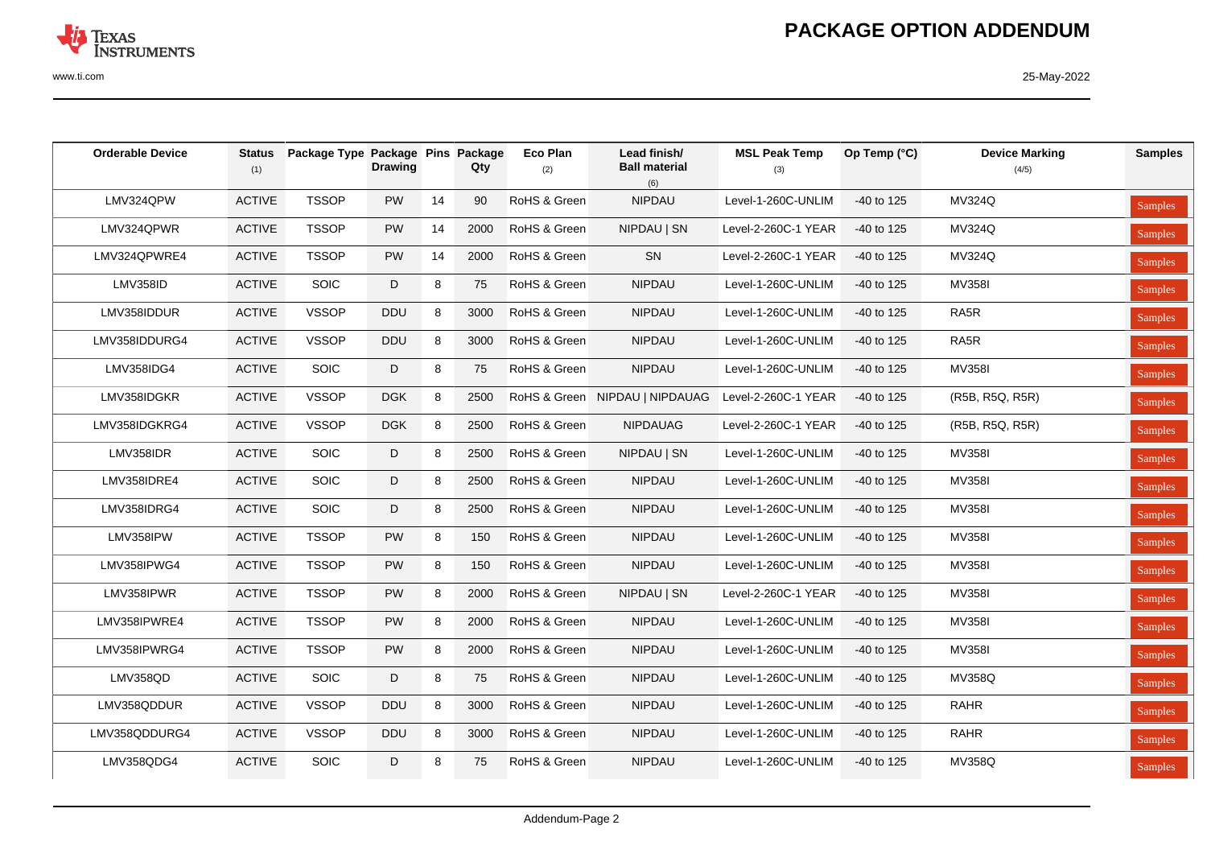| Orderable Device | Status (1) | Package Type | Package Drawing | Pins | Package Qty | Eco Plan (2) | Lead finish/ Ball material (6) | MSL Peak Temp (3) | Op Temp (°C) | Device Marking (4/5) | Samples |
|---|---|---|---|---|---|---|---|---|---|---|---|
| LMV324QPW | ACTIVE | TSSOP | PW | 14 | 90 | RoHS & Green | NIPDAU | Level-1-260C-UNLIM | -40 to 125 | MV324Q | Samples |
| LMV324QPWR | ACTIVE | TSSOP | PW | 14 | 2000 | RoHS & Green | NIPDAU \| SN | Level-2-260C-1 YEAR | -40 to 125 | MV324Q | Samples |
| LMV324QPWRE4 | ACTIVE | TSSOP | PW | 14 | 2000 | RoHS & Green | SN | Level-2-260C-1 YEAR | -40 to 125 | MV324Q | Samples |
| LMV358ID | ACTIVE | SOIC | D | 8 | 75 | RoHS & Green | NIPDAU | Level-1-260C-UNLIM | -40 to 125 | MV358I | Samples |
| LMV358IDDUR | ACTIVE | VSSOP | DDU | 8 | 3000 | RoHS & Green | NIPDAU | Level-1-260C-UNLIM | -40 to 125 | RA5R | Samples |
| LMV358IDDURG4 | ACTIVE | VSSOP | DDU | 8 | 3000 | RoHS & Green | NIPDAU | Level-1-260C-UNLIM | -40 to 125 | RA5R | Samples |
| LMV358IDG4 | ACTIVE | SOIC | D | 8 | 75 | RoHS & Green | NIPDAU | Level-1-260C-UNLIM | -40 to 125 | MV358I | Samples |
| LMV358IDGKR | ACTIVE | VSSOP | DGK | 8 | 2500 | RoHS & Green | NIPDAU \| NIPDAUAG | Level-2-260C-1 YEAR | -40 to 125 | (R5B, R5Q, R5R) | Samples |
| LMV358IDGKRG4 | ACTIVE | VSSOP | DGK | 8 | 2500 | RoHS & Green | NIPDAUAG | Level-2-260C-1 YEAR | -40 to 125 | (R5B, R5Q, R5R) | Samples |
| LMV358IDR | ACTIVE | SOIC | D | 8 | 2500 | RoHS & Green | NIPDAU \| SN | Level-1-260C-UNLIM | -40 to 125 | MV358I | Samples |
| LMV358IDRE4 | ACTIVE | SOIC | D | 8 | 2500 | RoHS & Green | NIPDAU | Level-1-260C-UNLIM | -40 to 125 | MV358I | Samples |
| LMV358IDRG4 | ACTIVE | SOIC | D | 8 | 2500 | RoHS & Green | NIPDAU | Level-1-260C-UNLIM | -40 to 125 | MV358I | Samples |
| LMV358IPW | ACTIVE | TSSOP | PW | 8 | 150 | RoHS & Green | NIPDAU | Level-1-260C-UNLIM | -40 to 125 | MV358I | Samples |
| LMV358IPWG4 | ACTIVE | TSSOP | PW | 8 | 150 | RoHS & Green | NIPDAU | Level-1-260C-UNLIM | -40 to 125 | MV358I | Samples |
| LMV358IPWR | ACTIVE | TSSOP | PW | 8 | 2000 | RoHS & Green | NIPDAU \| SN | Level-2-260C-1 YEAR | -40 to 125 | MV358I | Samples |
| LMV358IPWRE4 | ACTIVE | TSSOP | PW | 8 | 2000 | RoHS & Green | NIPDAU | Level-1-260C-UNLIM | -40 to 125 | MV358I | Samples |
| LMV358IPWRG4 | ACTIVE | TSSOP | PW | 8 | 2000 | RoHS & Green | NIPDAU | Level-1-260C-UNLIM | -40 to 125 | MV358I | Samples |
| LMV358QD | ACTIVE | SOIC | D | 8 | 75 | RoHS & Green | NIPDAU | Level-1-260C-UNLIM | -40 to 125 | MV358Q | Samples |
| LMV358QDDUR | ACTIVE | VSSOP | DDU | 8 | 3000 | RoHS & Green | NIPDAU | Level-1-260C-UNLIM | -40 to 125 | RAHR | Samples |
| LMV358QDDURG4 | ACTIVE | VSSOP | DDU | 8 | 3000 | RoHS & Green | NIPDAU | Level-1-260C-UNLIM | -40 to 125 | RAHR | Samples |
| LMV358QDG4 | ACTIVE | SOIC | D | 8 | 75 | RoHS & Green | NIPDAU | Level-1-260C-UNLIM | -40 to 125 | MV358Q | Samples |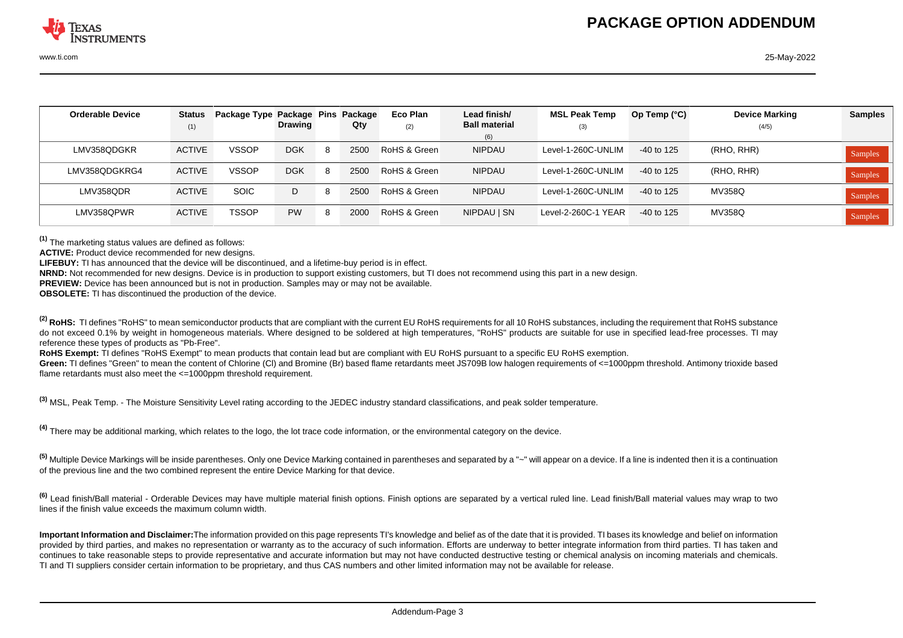| Orderable Device | Status (1) | Package Type | Package Drawing | Pins | Package Qty | Eco Plan (2) | Lead finish/ Ball material (6) | MSL Peak Temp (3) | Op Temp (°C) | Device Marking (4/5) | Samples |
|---|---|---|---|---|---|---|---|---|---|---|---|
| LMV358QDGKR | ACTIVE | VSSOP | DGK | 8 | 2500 | RoHS & Green | NIPDAU | Level-1-260C-UNLIM | -40 to 125 | (RHO, RHR) | Samples |
| LMV358QDGKRG4 | ACTIVE | VSSOP | DGK | 8 | 2500 | RoHS & Green | NIPDAU | Level-1-260C-UNLIM | -40 to 125 | (RHO, RHR) | Samples |
| LMV358QDR | ACTIVE | SOIC | D | 8 | 2500 | RoHS & Green | NIPDAU | Level-1-260C-UNLIM | -40 to 125 | MV358Q | Samples |
| LMV358QPWR | ACTIVE | TSSOP | PW | 8 | 2000 | RoHS & Green | NIPDAU \| SN | Level-2-260C-1 YEAR | -40 to 125 | MV358Q | Samples |

[1] The marketing status values are defined as follows:

**ACTIVE:** Product device recommended for new designs.

**LIFEBUY:** TI has announced that the device will be discontinued, and a lifetime-buy period is in effect.

**NRND:** Not recommended for new designs. Device is in production to support existing customers, but TI does not recommend using this part in a new design.

**PREVIEW:** Device has been announced but is not in production. Samples may or may not be available.

**OBSOLETE:** TI has discontinued the production of the device.

[2] **RoHS:** TI defines "RoHS" to mean semiconductor products that are compliant with the current EU RoHS requirements for all 10 RoHS substances, including the requirement that RoHS substance do not exceed 0.1% by weight in homogeneous materials. Where designed to be soldered at high temperatures, "RoHS" products are suitable for use in specified lead-free processes. TI may reference these types of products as "Pb-Free".

**RoHS Exempt:** TI defines "RoHS Exempt" to mean products that contain lead but are compliant with EU RoHS pursuant to a specific EU RoHS exemption.

**Green:** TI defines "Green" to mean the content of Chlorine (Cl) and Bromine (Br) based flame retardants meet JS709B low halogen requirements of <=1000ppm threshold. Antimony trioxide based flame retardants must also meet the <=1000ppm threshold requirement.

[3] MSL, Peak Temp. - The Moisture Sensitivity Level rating according to the JEDEC industry standard classifications, and peak solder temperature.

[4] There may be additional marking, which relates to the logo, the lot trace code information, or the environmental category on the device.

[5] Multiple Device Markings will be inside parentheses. Only one Device Marking contained in parentheses and separated by a "~" will appear on a device. If a line is indented then it is a continuation of the previous line and the two combined represent the entire Device Marking for that device.

[6] Lead finish/Ball material - Orderable Devices may have multiple material finish options. Finish options are separated by a vertical ruled line. Lead finish/Ball material values may wrap to two lines if the finish value exceeds the maximum column width.

**Important Information and Disclaimer:** The information provided on this page represents TI's knowledge and belief as of the date that it is provided. TI bases its knowledge and belief on information provided by third parties, and makes no representation or warranty as to the accuracy of such information. Efforts are underway to better integrate information from third parties. TI has taken and continues to take reasonable steps to provide representative and accurate information but may not have conducted destructive testing or chemical analysis on incoming materials and chemicals. TI and TI suppliers consider certain information to be proprietary, and thus CAS numbers and other limited information may not be available for release.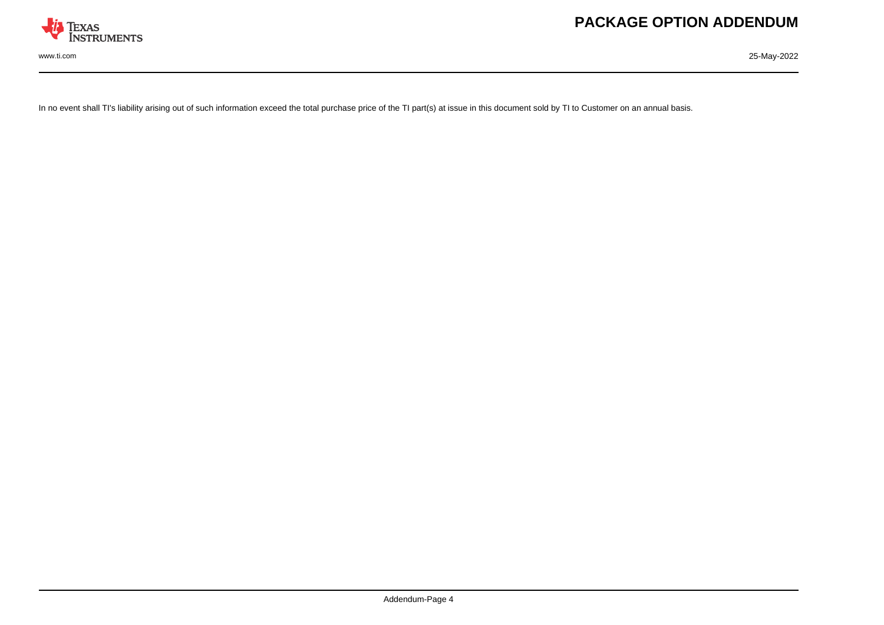In no event shall TI's liability arising out of such information exceed the total purchase price of the TI part(s) at issue in this document sold by TI to Customer on an annual basis.